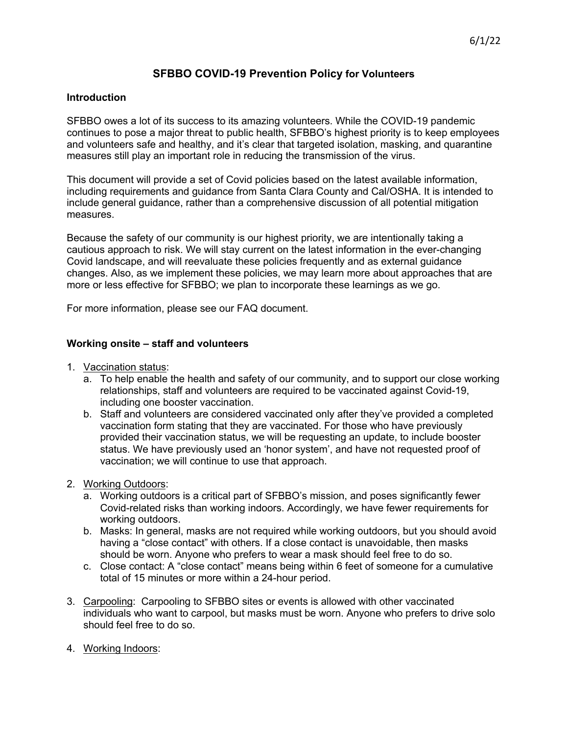6/1/22

# SFBBO COVID-19 Prevention Policy for Volunteers

## Introduction

SFBBO owes a lot of its success to its amazing volunteers. While the COVID-19 pandemic continues to pose a major threat to public health, SFBBO's highest priority is to keep employees and volunteers safe and healthy, and it's clear that targeted isolation, masking, and quarantine measures still play an important role in reducing the transmission of the virus.

This document will provide a set of Covid policies based on the latest available information, including requirements and guidance from Santa Clara County and Cal/OSHA. It is intended to include general guidance, rather than a comprehensive discussion of all potential mitigation measures.

Because the safety of our community is our highest priority, we are intentionally taking a cautious approach to risk. We will stay current on the latest information in the ever-changing Covid landscape, and will reevaluate these policies frequently and as external guidance changes. Also, as we implement these policies, we may learn more about approaches that are more or less effective for SFBBO; we plan to incorporate these learnings as we go.

For more information, please see our FAQ document.

## Working onsite – staff and volunteers

1. Vaccination status:
   a. To help enable the health and safety of our community, and to support our close working relationships, staff and volunteers are required to be vaccinated against Covid-19, including one booster vaccination.
   b. Staff and volunteers are considered vaccinated only after they've provided a completed vaccination form stating that they are vaccinated. For those who have previously provided their vaccination status, we will be requesting an update, to include booster status. We have previously used an 'honor system', and have not requested proof of vaccination; we will continue to use that approach.

2. Working Outdoors:
   a. Working outdoors is a critical part of SFBBO's mission, and poses significantly fewer Covid-related risks than working indoors. Accordingly, we have fewer requirements for working outdoors.
   b. Masks: In general, masks are not required while working outdoors, but you should avoid having a "close contact" with others. If a close contact is unavoidable, then masks should be worn. Anyone who prefers to wear a mask should feel free to do so.
   c. Close contact: A "close contact" means being within 6 feet of someone for a cumulative total of 15 minutes or more within a 24-hour period.

3. Carpooling: Carpooling to SFBBO sites or events is allowed with other vaccinated individuals who want to carpool, but masks must be worn. Anyone who prefers to drive solo should feel free to do so.

4. Working Indoors: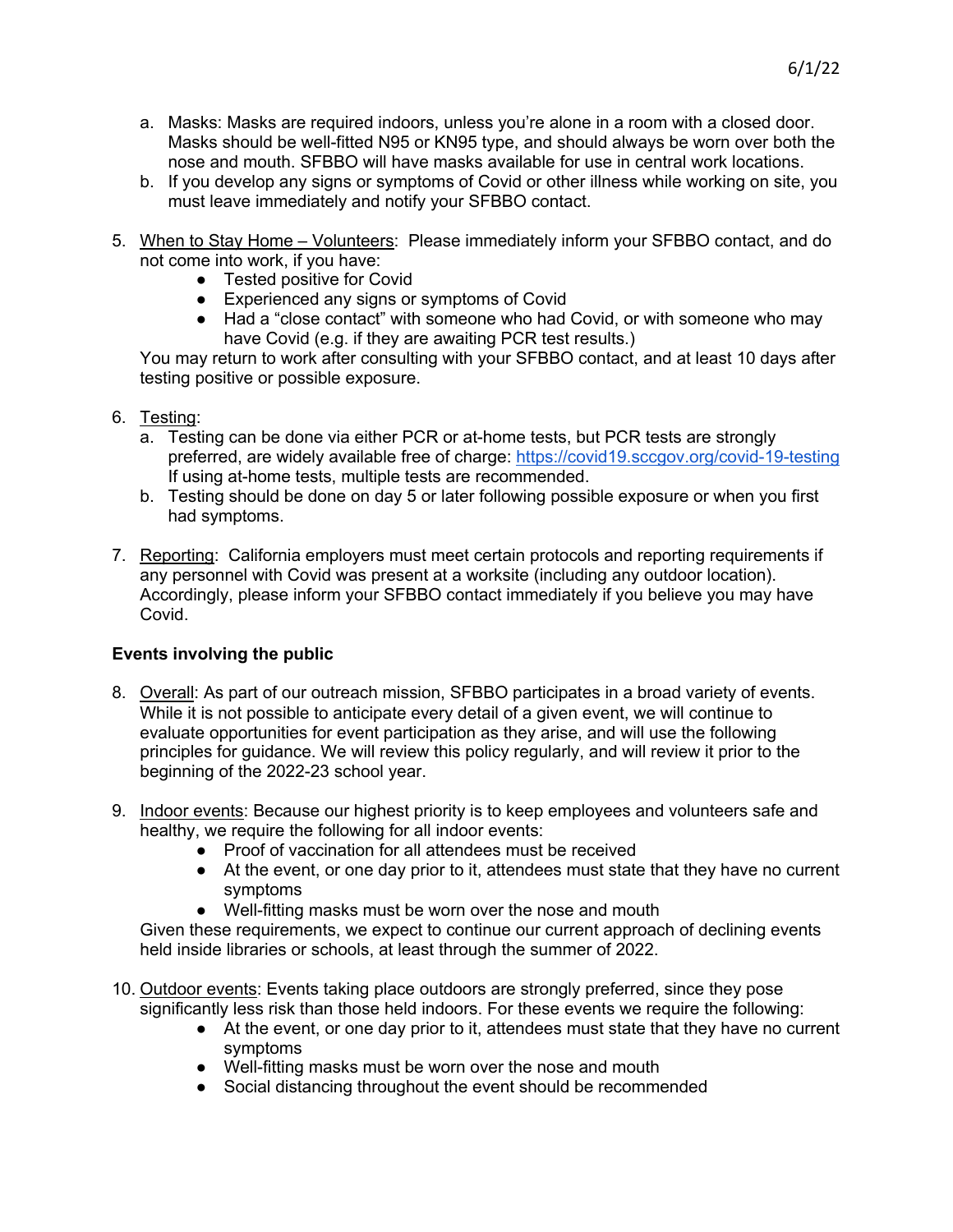a. Masks: Masks are required indoors, unless you're alone in a room with a closed door. Masks should be well-fitted N95 or KN95 type, and should always be worn over both the nose and mouth. SFBBO will have masks available for use in central work locations.
b. If you develop any signs or symptoms of Covid or other illness while working on site, you must leave immediately and notify your SFBBO contact.

5. When to Stay Home – Volunteers: Please immediately inform your SFBBO contact, and do not come into work, if you have:
   - Tested positive for Covid
   - Experienced any signs or symptoms of Covid
   - Had a "close contact" with someone who had Covid, or with someone who may have Covid (e.g. if they are awaiting PCR test results.)

   You may return to work after consulting with your SFBBO contact, and at least 10 days after testing positive or possible exposure.

6. Testing:
   a. Testing can be done via either PCR or at-home tests, but PCR tests are strongly preferred, are widely available free of charge: [https://covid19.sccgov.org/covid-19-testing](https://covid19.sccgov.org/covid-19-testing) If using at-home tests, multiple tests are recommended.
   b. Testing should be done on day 5 or later following possible exposure or when you first had symptoms.

7. Reporting: California employers must meet certain protocols and reporting requirements if any personnel with Covid was present at a worksite (including any outdoor location). Accordingly, please inform your SFBBO contact immediately if you believe you may have Covid.

**Events involving the public**

8. Overall: As part of our outreach mission, SFBBO participates in a broad variety of events. While it is not possible to anticipate every detail of a given event, we will continue to evaluate opportunities for event participation as they arise, and will use the following principles for guidance. We will review this policy regularly, and will review it prior to the beginning of the 2022-23 school year.

9. Indoor events: Because our highest priority is to keep employees and volunteers safe and healthy, we require the following for all indoor events:
   - Proof of vaccination for all attendees must be received
   - At the event, or one day prior to it, attendees must state that they have no current symptoms
   - Well-fitting masks must be worn over the nose and mouth

   Given these requirements, we expect to continue our current approach of declining events held inside libraries or schools, at least through the summer of 2022.

10. Outdoor events: Events taking place outdoors are strongly preferred, since they pose significantly less risk than those held indoors. For these events we require the following:
    - At the event, or one day prior to it, attendees must state that they have no current symptoms
    - Well-fitting masks must be worn over the nose and mouth
    - Social distancing throughout the event should be recommended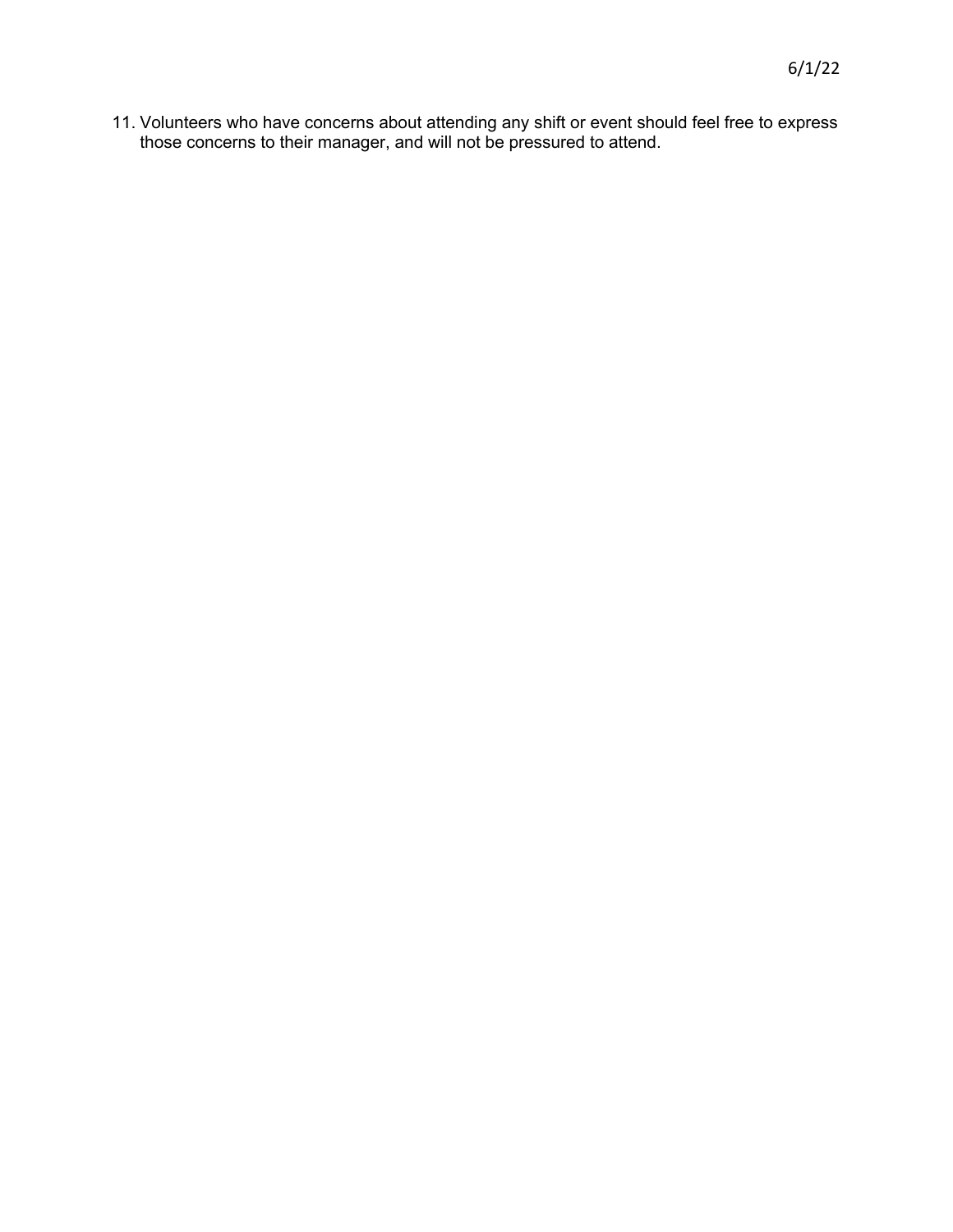11. Volunteers who have concerns about attending any shift or event should feel free to express those concerns to their manager, and will not be pressured to attend.